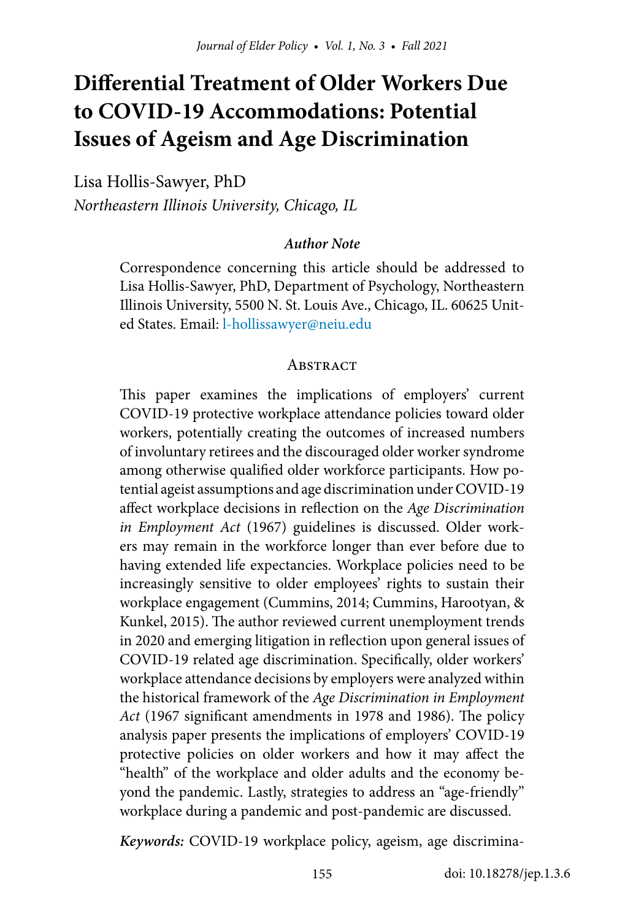# Differential Treatment of Older Workers Due to COVID-19 Accommodations: Potential Issues of Ageism and Age Discrimination

Lisa Hollis-Sawyer, PhD

*Northeastern Illinois University, Chicago, IL*

***Author Note***

Correspondence concerning this article should be addressed to Lisa Hollis-Sawyer, PhD, Department of Psychology, Northeastern Illinois University, 5500 N. St. Louis Ave., Chicago, IL. 60625 United States. Email: l-hollissawyer@neiu.edu

## Abstract

This paper examines the implications of employers' current COVID-19 protective workplace attendance policies toward older workers, potentially creating the outcomes of increased numbers of involuntary retirees and the discouraged older worker syndrome among otherwise qualified older workforce participants. How potential ageist assumptions and age discrimination under COVID-19 affect workplace decisions in reflection on the *Age Discrimination in Employment Act* (1967) guidelines is discussed. Older workers may remain in the workforce longer than ever before due to having extended life expectancies. Workplace policies need to be increasingly sensitive to older employees' rights to sustain their workplace engagement (Cummins, 2014; Cummins, Harootyan, & Kunkel, 2015). The author reviewed current unemployment trends in 2020 and emerging litigation in reflection upon general issues of COVID-19 related age discrimination. Specifically, older workers' workplace attendance decisions by employers were analyzed within the historical framework of the *Age Discrimination in Employment Act* (1967 significant amendments in 1978 and 1986). The policy analysis paper presents the implications of employers' COVID-19 protective policies on older workers and how it may affect the "health" of the workplace and older adults and the economy beyond the pandemic. Lastly, strategies to address an "age-friendly" workplace during a pandemic and post-pandemic are discussed.

***Keywords:*** COVID-19 workplace policy, ageism, age discrimina-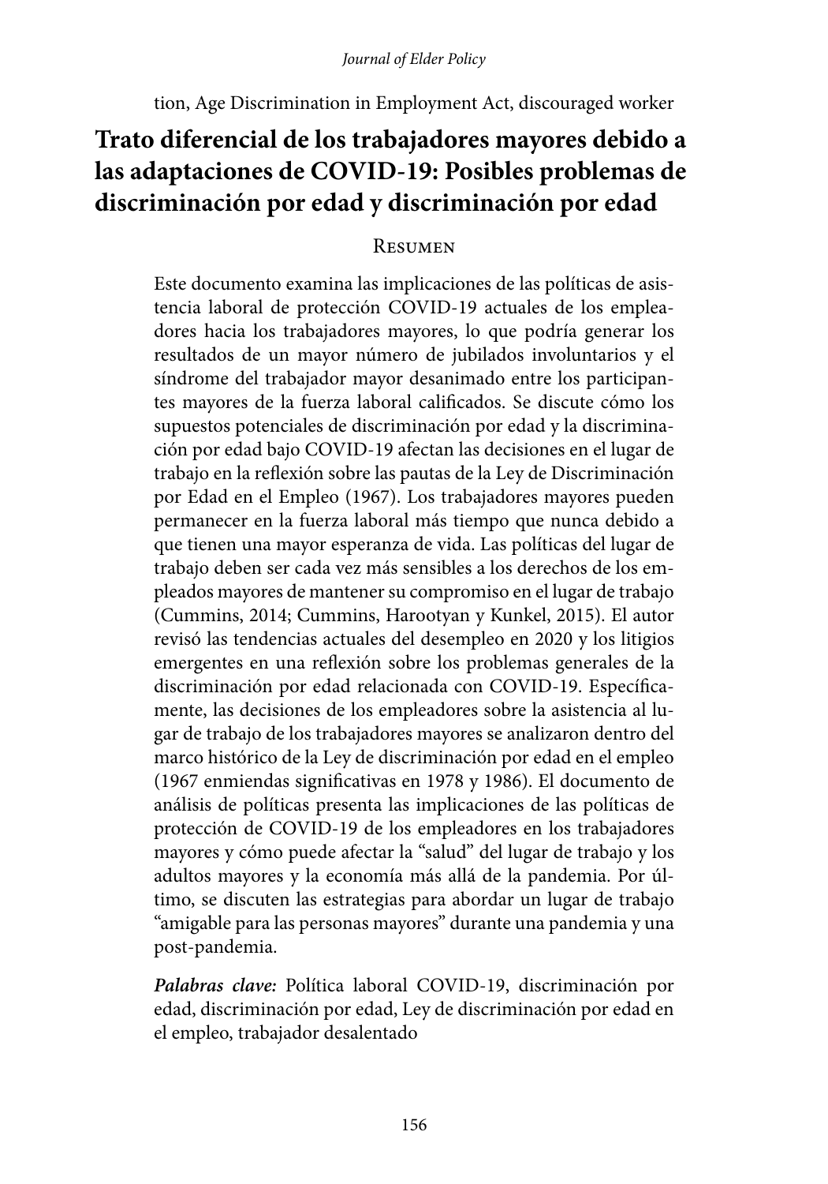tion, Age Discrimination in Employment Act, discouraged worker

## Trato diferencial de los trabajadores mayores debido a las adaptaciones de COVID-19: Posibles problemas de discriminación por edad y discriminación por edad

### Resumen

Este documento examina las implicaciones de las políticas de asistencia laboral de protección COVID-19 actuales de los empleadores hacia los trabajadores mayores, lo que podría generar los resultados de un mayor número de jubilados involuntarios y el síndrome del trabajador mayor desanimado entre los participantes mayores de la fuerza laboral calificados. Se discute cómo los supuestos potenciales de discriminación por edad y la discriminación por edad bajo COVID-19 afectan las decisiones en el lugar de trabajo en la reflexión sobre las pautas de la Ley de Discriminación por Edad en el Empleo (1967). Los trabajadores mayores pueden permanecer en la fuerza laboral más tiempo que nunca debido a que tienen una mayor esperanza de vida. Las políticas del lugar de trabajo deben ser cada vez más sensibles a los derechos de los empleados mayores de mantener su compromiso en el lugar de trabajo (Cummins, 2014; Cummins, Harootyan y Kunkel, 2015). El autor revisó las tendencias actuales del desempleo en 2020 y los litigios emergentes en una reflexión sobre los problemas generales de la discriminación por edad relacionada con COVID-19. Específicamente, las decisiones de los empleadores sobre la asistencia al lugar de trabajo de los trabajadores mayores se analizaron dentro del marco histórico de la Ley de discriminación por edad en el empleo (1967 enmiendas significativas en 1978 y 1986). El documento de análisis de políticas presenta las implicaciones de las políticas de protección de COVID-19 de los empleadores en los trabajadores mayores y cómo puede afectar la "salud" del lugar de trabajo y los adultos mayores y la economía más allá de la pandemia. Por último, se discuten las estrategias para abordar un lugar de trabajo "amigable para las personas mayores" durante una pandemia y una post-pandemia.

***Palabras clave:*** Política laboral COVID-19, discriminación por edad, discriminación por edad, Ley de discriminación por edad en el empleo, trabajador desalentado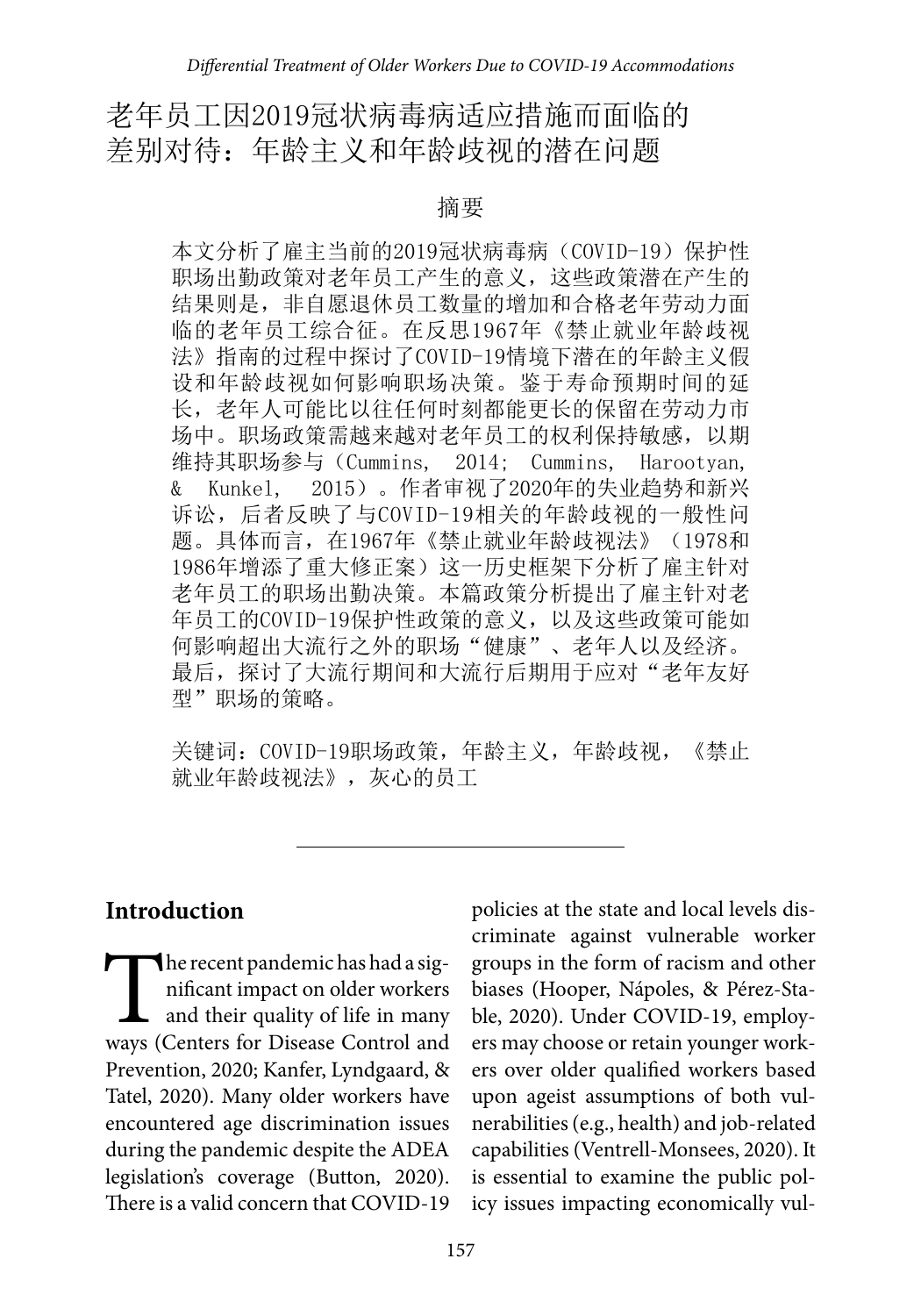# 老年员工因2019冠状病毒病适应措施而面临的差别对待：年龄主义和年龄歧视的潜在问题

## 摘要

本文分析了雇主当前的2019冠状病毒病（COVID-19）保护性职场出勤政策对老年员工产生的意义，这些政策潜在产生的结果则是，非自愿退休员工数量的增加和合格老年劳动力面临的老年员工综合征。在反思1967年《禁止就业年龄歧视法》指南的过程中探讨了COVID-19情境下潜在的年龄主义假设和年龄歧视如何影响职场决策。鉴于寿命预期时间的延长，老年人可能比以往任何时刻都能更长的保留在劳动力市场中。职场政策需越来越对老年员工的权利保持敏感，以期维持其职场参与（Cummins, 2014; Cummins, Harootyan, & Kunkel, 2015）。作者审视了2020年的失业趋势和新兴诉讼，后者反映了与COVID-19相关的年龄歧视的一般性问题。具体而言，在1967年《禁止就业年龄歧视法》（1978和1986年增添了重大修正案）这一历史框架下分析了雇主针对老年员工的职场出勤决策。本篇政策分析提出了雇主针对老年员工的COVID-19保护性政策的意义，以及这些政策可能如何影响超出大流行之外的职场"健康"、老年人以及经济。最后，探讨了大流行期间和大流行后期用于应对"老年友好型"职场的策略。

关键词：COVID-19职场政策，年龄主义，年龄歧视，《禁止就业年龄歧视法》，灰心的员工

---

## Introduction

The recent pandemic has had a significant impact on older workers and their quality of life in many ways (Centers for Disease Control and Prevention, 2020; Kanfer, Lyndgaard, & Tatel, 2020). Many older workers have encountered age discrimination issues during the pandemic despite the ADEA legislation's coverage (Button, 2020). There is a valid concern that COVID-19 policies at the state and local levels discriminate against vulnerable worker groups in the form of racism and other biases (Hooper, Nápoles, & Pérez-Stable, 2020). Under COVID-19, employers may choose or retain younger workers over older qualified workers based upon ageist assumptions of both vulnerabilities (e.g., health) and job-related capabilities (Ventrell-Monsees, 2020). It is essential to examine the public policy issues impacting economically vul-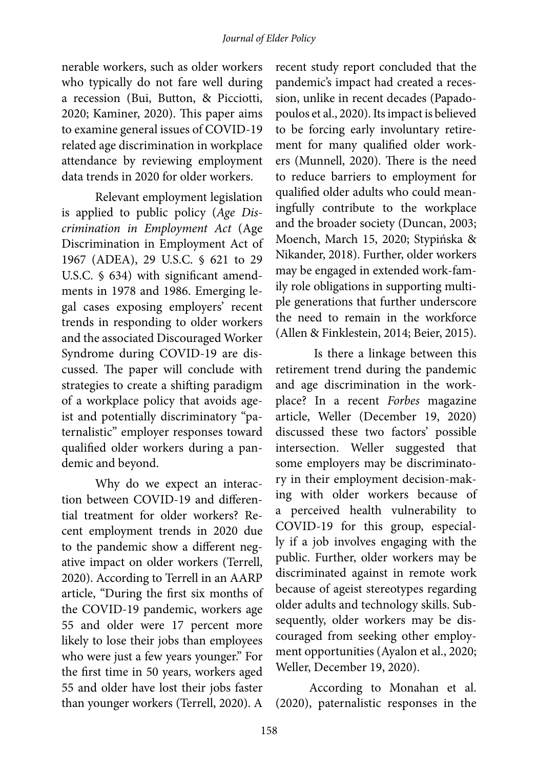nerable workers, such as older workers who typically do not fare well during a recession (Bui, Button, & Picciotti, 2020; Kaminer, 2020). This paper aims to examine general issues of COVID-19 related age discrimination in workplace attendance by reviewing employment data trends in 2020 for older workers.

Relevant employment legislation is applied to public policy (*Age Discrimination in Employment Act* (Age Discrimination in Employment Act of 1967 (ADEA), 29 U.S.C. § 621 to 29 U.S.C. § 634) with significant amendments in 1978 and 1986. Emerging legal cases exposing employers' recent trends in responding to older workers and the associated Discouraged Worker Syndrome during COVID-19 are discussed. The paper will conclude with strategies to create a shifting paradigm of a workplace policy that avoids ageist and potentially discriminatory "paternalistic" employer responses toward qualified older workers during a pandemic and beyond.

Why do we expect an interaction between COVID-19 and differential treatment for older workers? Recent employment trends in 2020 due to the pandemic show a different negative impact on older workers (Terrell, 2020). According to Terrell in an AARP article, "During the first six months of the COVID-19 pandemic, workers age 55 and older were 17 percent more likely to lose their jobs than employees who were just a few years younger." For the first time in 50 years, workers aged 55 and older have lost their jobs faster than younger workers (Terrell, 2020). A recent study report concluded that the pandemic's impact had created a recession, unlike in recent decades (Papadopoulos et al., 2020). Its impact is believed to be forcing early involuntary retirement for many qualified older workers (Munnell, 2020). There is the need to reduce barriers to employment for qualified older adults who could meaningfully contribute to the workplace and the broader society (Duncan, 2003; Moench, March 15, 2020; Stypińska & Nikander, 2018). Further, older workers may be engaged in extended work-family role obligations in supporting multiple generations that further underscore the need to remain in the workforce (Allen & Finklestein, 2014; Beier, 2015).

Is there a linkage between this retirement trend during the pandemic and age discrimination in the workplace? In a recent *Forbes* magazine article, Weller (December 19, 2020) discussed these two factors' possible intersection. Weller suggested that some employers may be discriminatory in their employment decision-making with older workers because of a perceived health vulnerability to COVID-19 for this group, especially if a job involves engaging with the public. Further, older workers may be discriminated against in remote work because of ageist stereotypes regarding older adults and technology skills. Subsequently, older workers may be discouraged from seeking other employment opportunities (Ayalon et al., 2020; Weller, December 19, 2020).

According to Monahan et al. (2020), paternalistic responses in the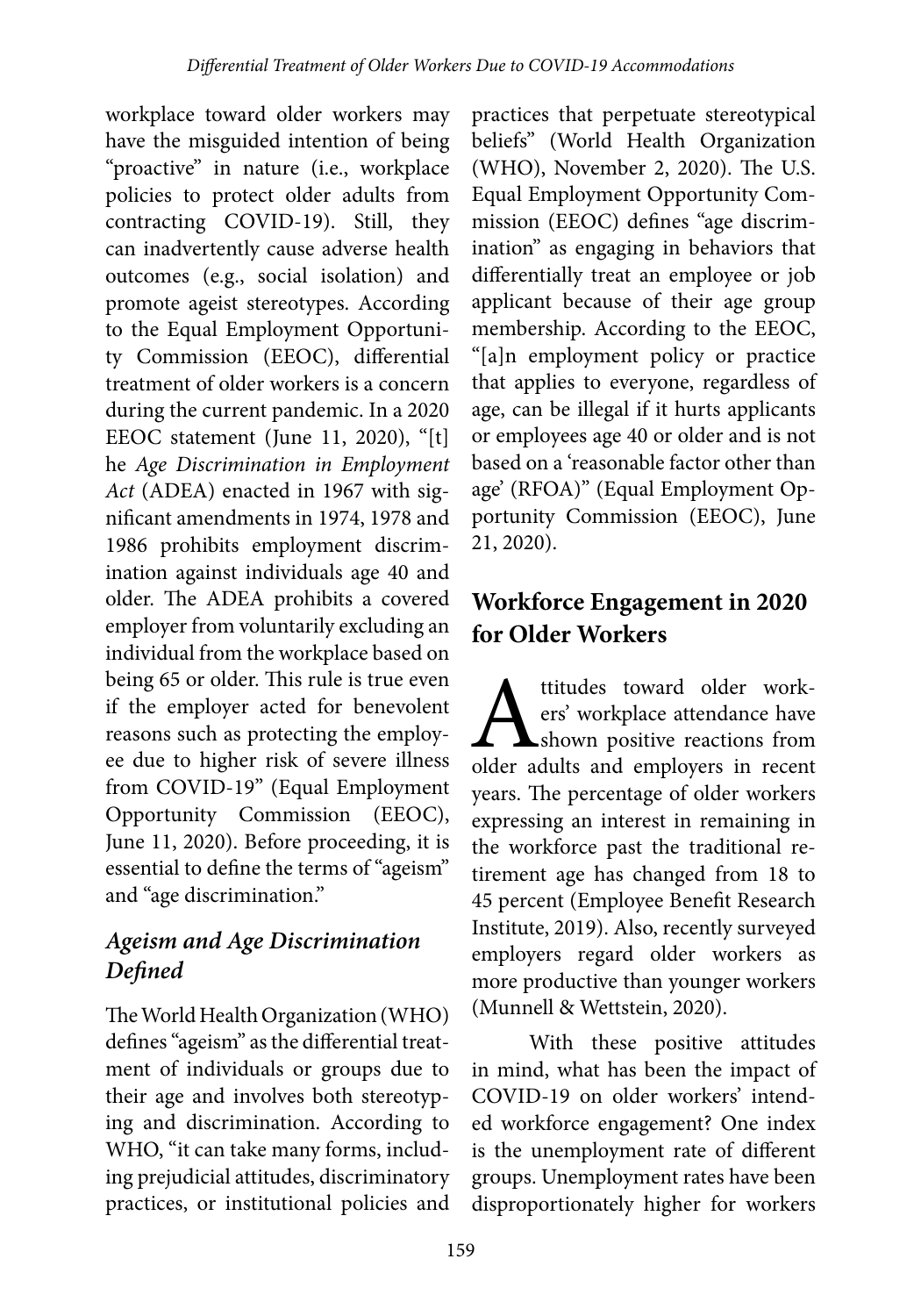workplace toward older workers may have the misguided intention of being "proactive" in nature (i.e., workplace policies to protect older adults from contracting COVID-19). Still, they can inadvertently cause adverse health outcomes (e.g., social isolation) and promote ageist stereotypes. According to the Equal Employment Opportunity Commission (EEOC), differential treatment of older workers is a concern during the current pandemic. In a 2020 EEOC statement (June 11, 2020), "[t]he *Age Discrimination in Employment Act* (ADEA) enacted in 1967 with significant amendments in 1974, 1978 and 1986 prohibits employment discrimination against individuals age 40 and older. The ADEA prohibits a covered employer from voluntarily excluding an individual from the workplace based on being 65 or older. This rule is true even if the employer acted for benevolent reasons such as protecting the employee due to higher risk of severe illness from COVID-19" (Equal Employment Opportunity Commission (EEOC), June 11, 2020). Before proceeding, it is essential to define the terms of "ageism" and "age discrimination."

### *Ageism and Age Discrimination Defined*

The World Health Organization (WHO) defines "ageism" as the differential treatment of individuals or groups due to their age and involves both stereotyping and discrimination. According to WHO, "it can take many forms, including prejudicial attitudes, discriminatory practices, or institutional policies and practices that perpetuate stereotypical beliefs" (World Health Organization (WHO), November 2, 2020). The U.S. Equal Employment Opportunity Commission (EEOC) defines "age discrimination" as engaging in behaviors that differentially treat an employee or job applicant because of their age group membership. According to the EEOC, "[a]n employment policy or practice that applies to everyone, regardless of age, can be illegal if it hurts applicants or employees age 40 or older and is not based on a 'reasonable factor other than age' (RFOA)" (Equal Employment Opportunity Commission (EEOC), June 21, 2020).

## Workforce Engagement in 2020 for Older Workers

Attitudes toward older workers' workplace attendance have shown positive reactions from older adults and employers in recent years. The percentage of older workers expressing an interest in remaining in the workforce past the traditional retirement age has changed from 18 to 45 percent (Employee Benefit Research Institute, 2019). Also, recently surveyed employers regard older workers as more productive than younger workers (Munnell & Wettstein, 2020).

With these positive attitudes in mind, what has been the impact of COVID-19 on older workers' intended workforce engagement? One index is the unemployment rate of different groups. Unemployment rates have been disproportionately higher for workers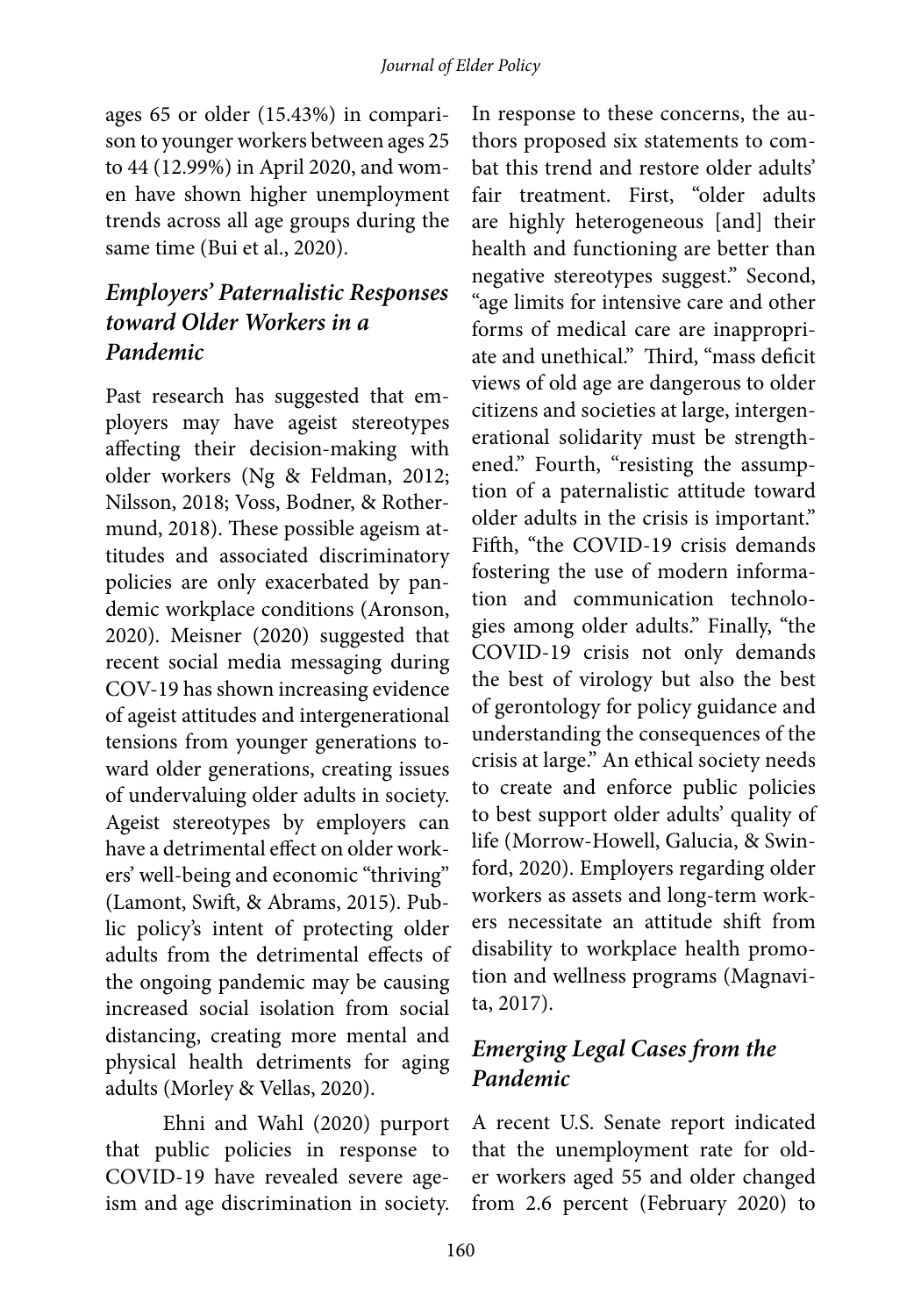ages 65 or older (15.43%) in comparison to younger workers between ages 25 to 44 (12.99%) in April 2020, and women have shown higher unemployment trends across all age groups during the same time (Bui et al., 2020).

## *Employers' Paternalistic Responses toward Older Workers in a Pandemic*

Past research has suggested that employers may have ageist stereotypes affecting their decision-making with older workers (Ng & Feldman, 2012; Nilsson, 2018; Voss, Bodner, & Rothermund, 2018). These possible ageism attitudes and associated discriminatory policies are only exacerbated by pandemic workplace conditions (Aronson, 2020). Meisner (2020) suggested that recent social media messaging during COV-19 has shown increasing evidence of ageist attitudes and intergenerational tensions from younger generations toward older generations, creating issues of undervaluing older adults in society. Ageist stereotypes by employers can have a detrimental effect on older workers' well-being and economic "thriving" (Lamont, Swift, & Abrams, 2015). Public policy's intent of protecting older adults from the detrimental effects of the ongoing pandemic may be causing increased social isolation from social distancing, creating more mental and physical health detriments for aging adults (Morley & Vellas, 2020).

Ehni and Wahl (2020) purport that public policies in response to COVID-19 have revealed severe ageism and age discrimination in society. In response to these concerns, the authors proposed six statements to combat this trend and restore older adults' fair treatment. First, "older adults are highly heterogeneous [and] their health and functioning are better than negative stereotypes suggest." Second, "age limits for intensive care and other forms of medical care are inappropriate and unethical." Third, "mass deficit views of old age are dangerous to older citizens and societies at large, intergenerational solidarity must be strengthened." Fourth, "resisting the assumption of a paternalistic attitude toward older adults in the crisis is important." Fifth, "the COVID-19 crisis demands fostering the use of modern information and communication technologies among older adults." Finally, "the COVID-19 crisis not only demands the best of virology but also the best of gerontology for policy guidance and understanding the consequences of the crisis at large." An ethical society needs to create and enforce public policies to best support older adults' quality of life (Morrow-Howell, Galucia, & Swinford, 2020). Employers regarding older workers as assets and long-term workers necessitate an attitude shift from disability to workplace health promotion and wellness programs (Magnavita, 2017).

## *Emerging Legal Cases from the Pandemic*

A recent U.S. Senate report indicated that the unemployment rate for older workers aged 55 and older changed from 2.6 percent (February 2020) to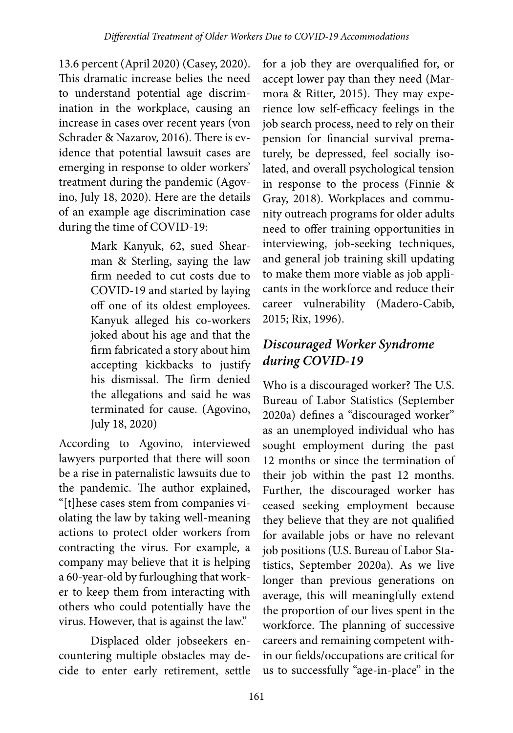13.6 percent (April 2020) (Casey, 2020). This dramatic increase belies the need to understand potential age discrimination in the workplace, causing an increase in cases over recent years (von Schrader & Nazarov, 2016). There is evidence that potential lawsuit cases are emerging in response to older workers' treatment during the pandemic (Agovino, July 18, 2020). Here are the details of an example age discrimination case during the time of COVID-19:

> Mark Kanyuk, 62, sued Shearman & Sterling, saying the law firm needed to cut costs due to COVID-19 and started by laying off one of its oldest employees. Kanyuk alleged his co-workers joked about his age and that the firm fabricated a story about him accepting kickbacks to justify his dismissal. The firm denied the allegations and said he was terminated for cause. (Agovino, July 18, 2020)

According to Agovino, interviewed lawyers purported that there will soon be a rise in paternalistic lawsuits due to the pandemic. The author explained, "[t]hese cases stem from companies violating the law by taking well-meaning actions to protect older workers from contracting the virus. For example, a company may believe that it is helping a 60-year-old by furloughing that worker to keep them from interacting with others who could potentially have the virus. However, that is against the law."

Displaced older jobseekers encountering multiple obstacles may decide to enter early retirement, settle for a job they are overqualified for, or accept lower pay than they need (Marmora & Ritter, 2015). They may experience low self-efficacy feelings in the job search process, need to rely on their pension for financial survival prematurely, be depressed, feel socially isolated, and overall psychological tension in response to the process (Finnie & Gray, 2018). Workplaces and community outreach programs for older adults need to offer training opportunities in interviewing, job-seeking techniques, and general job training skill updating to make them more viable as job applicants in the workforce and reduce their career vulnerability (Madero-Cabib, 2015; Rix, 1996).

### *Discouraged Worker Syndrome during COVID-19*

Who is a discouraged worker? The U.S. Bureau of Labor Statistics (September 2020a) defines a "discouraged worker" as an unemployed individual who has sought employment during the past 12 months or since the termination of their job within the past 12 months. Further, the discouraged worker has ceased seeking employment because they believe that they are not qualified for available jobs or have no relevant job positions (U.S. Bureau of Labor Statistics, September 2020a). As we live longer than previous generations on average, this will meaningfully extend the proportion of our lives spent in the workforce. The planning of successive careers and remaining competent within our fields/occupations are critical for us to successfully "age-in-place" in the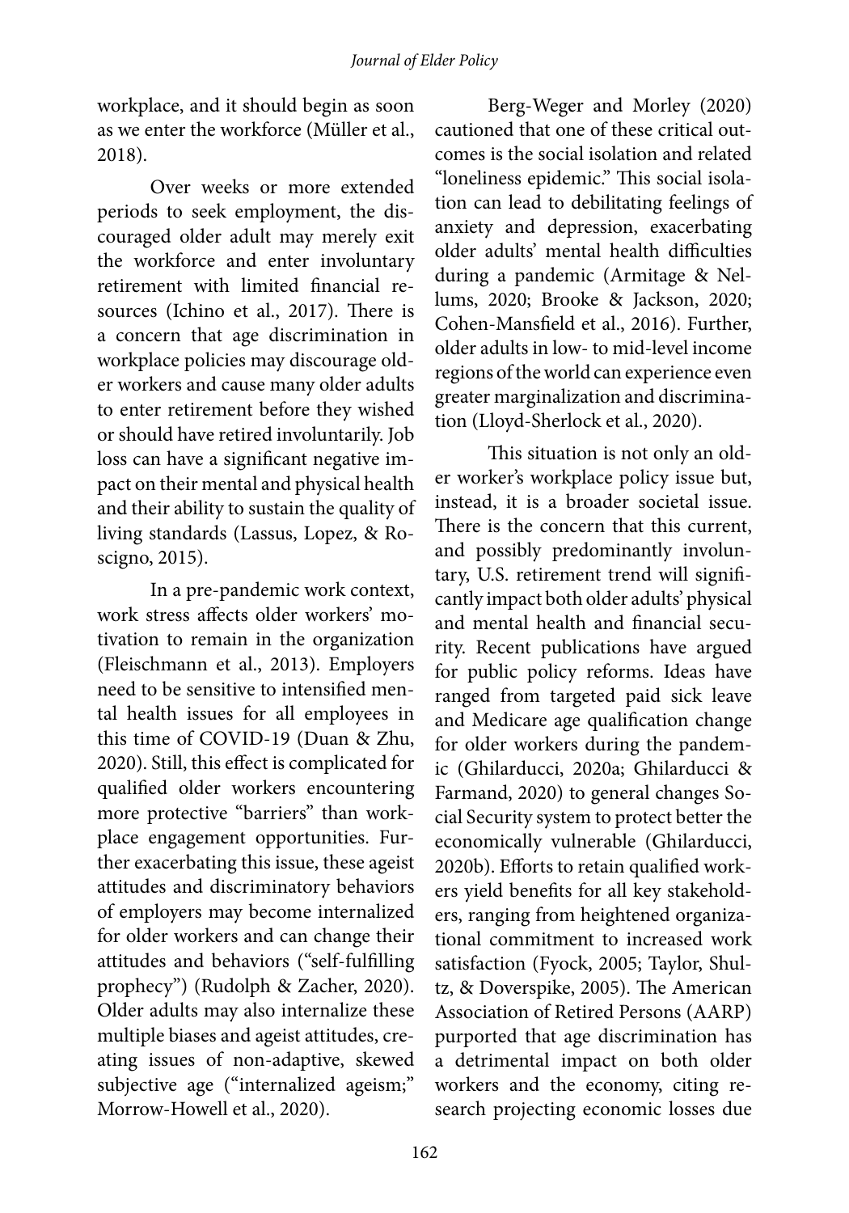workplace, and it should begin as soon as we enter the workforce (Müller et al., 2018).

Over weeks or more extended periods to seek employment, the discouraged older adult may merely exit the workforce and enter involuntary retirement with limited financial resources (Ichino et al., 2017). There is a concern that age discrimination in workplace policies may discourage older workers and cause many older adults to enter retirement before they wished or should have retired involuntarily. Job loss can have a significant negative impact on their mental and physical health and their ability to sustain the quality of living standards (Lassus, Lopez, & Roscigno, 2015).

In a pre-pandemic work context, work stress affects older workers' motivation to remain in the organization (Fleischmann et al., 2013). Employers need to be sensitive to intensified mental health issues for all employees in this time of COVID-19 (Duan & Zhu, 2020). Still, this effect is complicated for qualified older workers encountering more protective "barriers" than workplace engagement opportunities. Further exacerbating this issue, these ageist attitudes and discriminatory behaviors of employers may become internalized for older workers and can change their attitudes and behaviors ("self-fulfilling prophecy") (Rudolph & Zacher, 2020). Older adults may also internalize these multiple biases and ageist attitudes, creating issues of non-adaptive, skewed subjective age ("internalized ageism;" Morrow-Howell et al., 2020).

Berg-Weger and Morley (2020) cautioned that one of these critical outcomes is the social isolation and related "loneliness epidemic." This social isolation can lead to debilitating feelings of anxiety and depression, exacerbating older adults' mental health difficulties during a pandemic (Armitage & Nellums, 2020; Brooke & Jackson, 2020; Cohen-Mansfield et al., 2016). Further, older adults in low- to mid-level income regions of the world can experience even greater marginalization and discrimination (Lloyd-Sherlock et al., 2020).

This situation is not only an older worker's workplace policy issue but, instead, it is a broader societal issue. There is the concern that this current, and possibly predominantly involuntary, U.S. retirement trend will significantly impact both older adults' physical and mental health and financial security. Recent publications have argued for public policy reforms. Ideas have ranged from targeted paid sick leave and Medicare age qualification change for older workers during the pandemic (Ghilarducci, 2020a; Ghilarducci & Farmand, 2020) to general changes Social Security system to protect better the economically vulnerable (Ghilarducci, 2020b). Efforts to retain qualified workers yield benefits for all key stakeholders, ranging from heightened organizational commitment to increased work satisfaction (Fyock, 2005; Taylor, Shultz, & Doverspike, 2005). The American Association of Retired Persons (AARP) purported that age discrimination has a detrimental impact on both older workers and the economy, citing research projecting economic losses due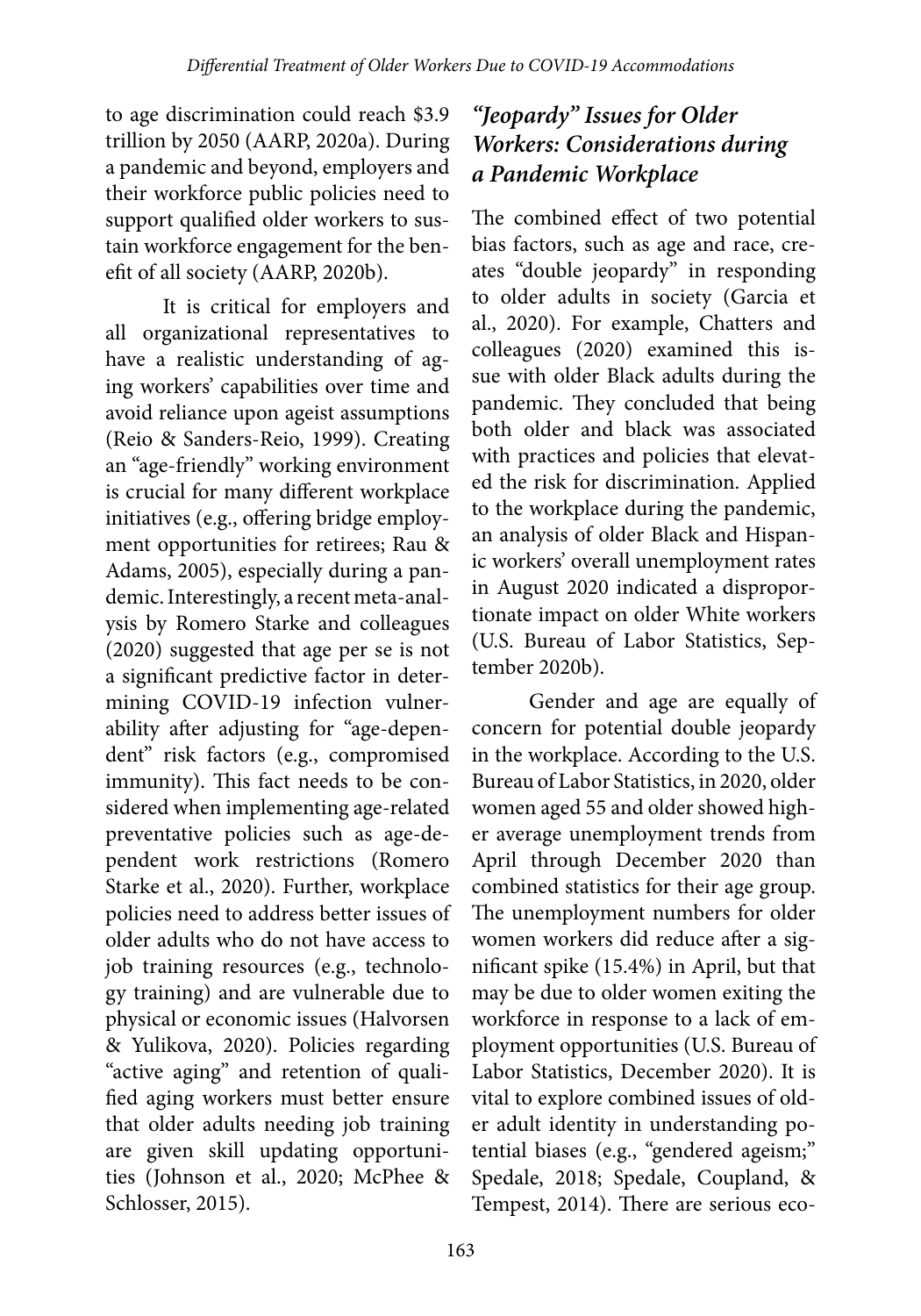to age discrimination could reach $3.9 trillion by 2050 (AARP, 2020a). During a pandemic and beyond, employers and their workforce public policies need to support qualified older workers to sustain workforce engagement for the benefit of all society (AARP, 2020b).

It is critical for employers and all organizational representatives to have a realistic understanding of aging workers' capabilities over time and avoid reliance upon ageist assumptions (Reio & Sanders-Reio, 1999). Creating an "age-friendly" working environment is crucial for many different workplace initiatives (e.g., offering bridge employment opportunities for retirees; Rau & Adams, 2005), especially during a pandemic. Interestingly, a recent meta-analysis by Romero Starke and colleagues (2020) suggested that age per se is not a significant predictive factor in determining COVID-19 infection vulnerability after adjusting for "age-dependent" risk factors (e.g., compromised immunity). This fact needs to be considered when implementing age-related preventative policies such as age-dependent work restrictions (Romero Starke et al., 2020). Further, workplace policies need to address better issues of older adults who do not have access to job training resources (e.g., technology training) and are vulnerable due to physical or economic issues (Halvorsen & Yulikova, 2020). Policies regarding "active aging" and retention of qualified aging workers must better ensure that older adults needing job training are given skill updating opportunities (Johnson et al., 2020; McPhee & Schlosser, 2015).

## *"Jeopardy" Issues for Older Workers: Considerations during a Pandemic Workplace*

The combined effect of two potential bias factors, such as age and race, creates "double jeopardy" in responding to older adults in society (Garcia et al., 2020). For example, Chatters and colleagues (2020) examined this issue with older Black adults during the pandemic. They concluded that being both older and black was associated with practices and policies that elevated the risk for discrimination. Applied to the workplace during the pandemic, an analysis of older Black and Hispanic workers' overall unemployment rates in August 2020 indicated a disproportionate impact on older White workers (U.S. Bureau of Labor Statistics, September 2020b).

Gender and age are equally of concern for potential double jeopardy in the workplace. According to the U.S. Bureau of Labor Statistics, in 2020, older women aged 55 and older showed higher average unemployment trends from April through December 2020 than combined statistics for their age group. The unemployment numbers for older women workers did reduce after a significant spike (15.4%) in April, but that may be due to older women exiting the workforce in response to a lack of employment opportunities (U.S. Bureau of Labor Statistics, December 2020). It is vital to explore combined issues of older adult identity in understanding potential biases (e.g., "gendered ageism;" Spedale, 2018; Spedale, Coupland, & Tempest, 2014). There are serious eco-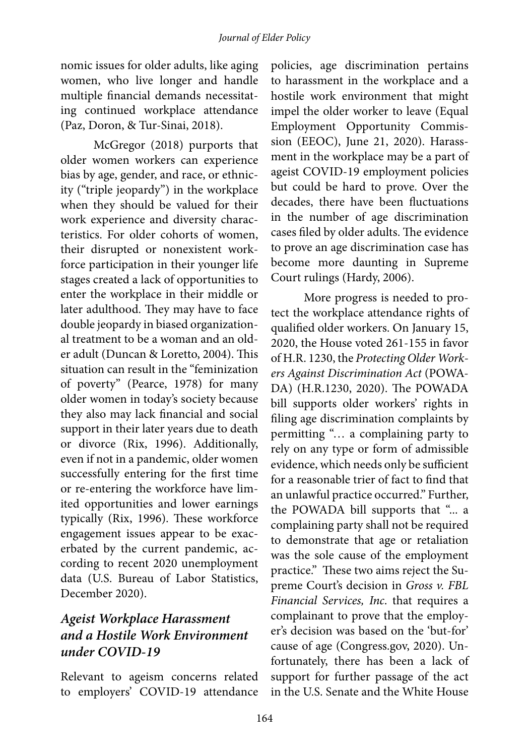nomic issues for older adults, like aging women, who live longer and handle multiple financial demands necessitating continued workplace attendance (Paz, Doron, & Tur-Sinai, 2018).

McGregor (2018) purports that older women workers can experience bias by age, gender, and race, or ethnicity ("triple jeopardy") in the workplace when they should be valued for their work experience and diversity characteristics. For older cohorts of women, their disrupted or nonexistent workforce participation in their younger life stages created a lack of opportunities to enter the workplace in their middle or later adulthood. They may have to face double jeopardy in biased organizational treatment to be a woman and an older adult (Duncan & Loretto, 2004). This situation can result in the "feminization of poverty" (Pearce, 1978) for many older women in today's society because they also may lack financial and social support in their later years due to death or divorce (Rix, 1996). Additionally, even if not in a pandemic, older women successfully entering for the first time or re-entering the workforce have limited opportunities and lower earnings typically (Rix, 1996). These workforce engagement issues appear to be exacerbated by the current pandemic, according to recent 2020 unemployment data (U.S. Bureau of Labor Statistics, December 2020).

## *Ageist Workplace Harassment and a Hostile Work Environment under COVID-19*

Relevant to ageism concerns related to employers' COVID-19 attendance policies, age discrimination pertains to harassment in the workplace and a hostile work environment that might impel the older worker to leave (Equal Employment Opportunity Commission (EEOC), June 21, 2020). Harassment in the workplace may be a part of ageist COVID-19 employment policies but could be hard to prove. Over the decades, there have been fluctuations in the number of age discrimination cases filed by older adults. The evidence to prove an age discrimination case has become more daunting in Supreme Court rulings (Hardy, 2006).

More progress is needed to protect the workplace attendance rights of qualified older workers. On January 15, 2020, the House voted 261-155 in favor of H.R. 1230, the *Protecting Older Workers Against Discrimination Act* (POWADA) (H.R.1230, 2020). The POWADA bill supports older workers' rights in filing age discrimination complaints by permitting "… a complaining party to rely on any type or form of admissible evidence, which needs only be sufficient for a reasonable trier of fact to find that an unlawful practice occurred." Further, the POWADA bill supports that "... a complaining party shall not be required to demonstrate that age or retaliation was the sole cause of the employment practice." These two aims reject the Supreme Court's decision in *Gross v. FBL Financial Services, Inc.* that requires a complainant to prove that the employer's decision was based on the 'but-for' cause of age (Congress.gov, 2020). Unfortunately, there has been a lack of support for further passage of the act in the U.S. Senate and the White House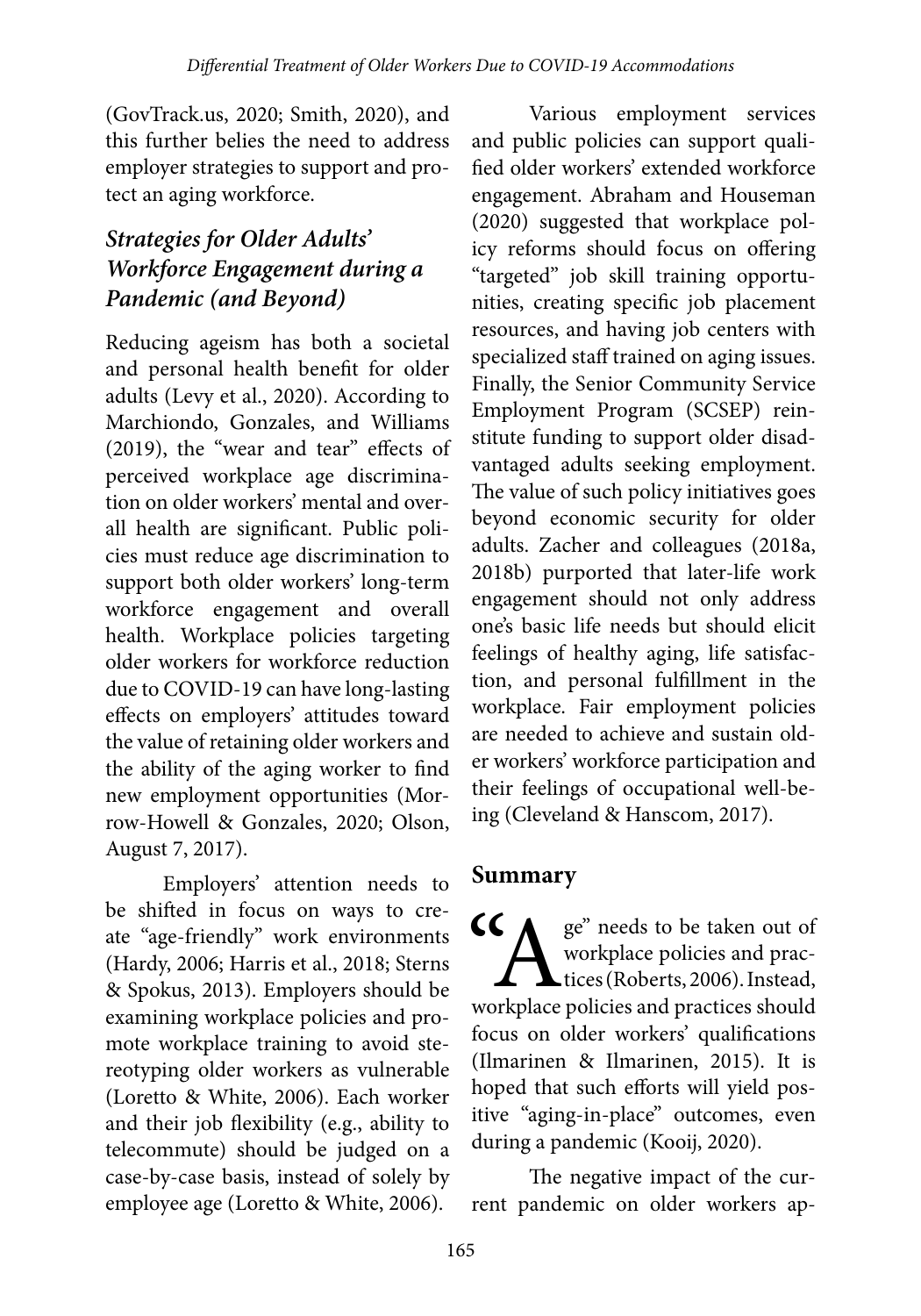(GovTrack.us, 2020; Smith, 2020), and this further belies the need to address employer strategies to support and protect an aging workforce.

### *Strategies for Older Adults' Workforce Engagement during a Pandemic (and Beyond)*

Reducing ageism has both a societal and personal health benefit for older adults (Levy et al., 2020). According to Marchiondo, Gonzales, and Williams (2019), the "wear and tear" effects of perceived workplace age discrimination on older workers' mental and overall health are significant. Public policies must reduce age discrimination to support both older workers' long-term workforce engagement and overall health. Workplace policies targeting older workers for workforce reduction due to COVID-19 can have long-lasting effects on employers' attitudes toward the value of retaining older workers and the ability of the aging worker to find new employment opportunities (Morrow-Howell & Gonzales, 2020; Olson, August 7, 2017).

Employers' attention needs to be shifted in focus on ways to create "age-friendly" work environments (Hardy, 2006; Harris et al., 2018; Sterns & Spokus, 2013). Employers should be examining workplace policies and promote workplace training to avoid stereotyping older workers as vulnerable (Loretto & White, 2006). Each worker and their job flexibility (e.g., ability to telecommute) should be judged on a case-by-case basis, instead of solely by employee age (Loretto & White, 2006).

Various employment services and public policies can support qualified older workers' extended workforce engagement. Abraham and Houseman (2020) suggested that workplace policy reforms should focus on offering "targeted" job skill training opportunities, creating specific job placement resources, and having job centers with specialized staff trained on aging issues. Finally, the Senior Community Service Employment Program (SCSEP) reinstitute funding to support older disadvantaged adults seeking employment. The value of such policy initiatives goes beyond economic security for older adults. Zacher and colleagues (2018a, 2018b) purported that later-life work engagement should not only address one's basic life needs but should elicit feelings of healthy aging, life satisfaction, and personal fulfillment in the workplace. Fair employment policies are needed to achieve and sustain older workers' workforce participation and their feelings of occupational well-being (Cleveland & Hanscom, 2017).

## Summary

"Age" needs to be taken out of workplace policies and practices (Roberts, 2006). Instead, workplace policies and practices should focus on older workers' qualifications (Ilmarinen & Ilmarinen, 2015). It is hoped that such efforts will yield positive "aging-in-place" outcomes, even during a pandemic (Kooij, 2020).

The negative impact of the current pandemic on older workers ap-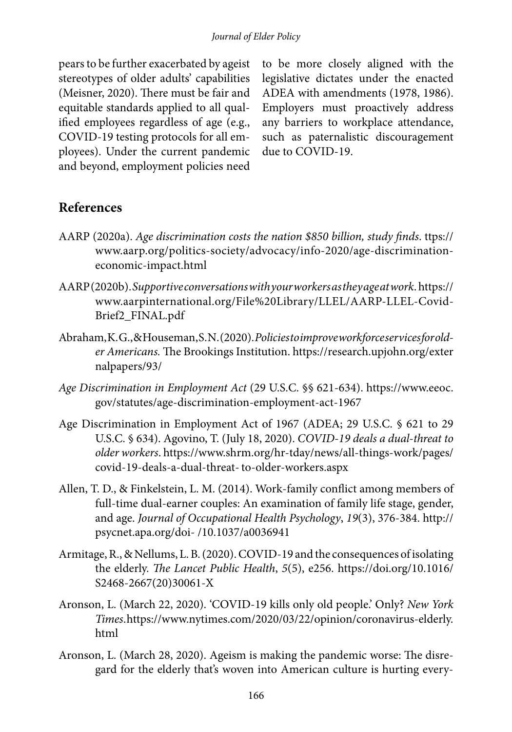pears to be further exacerbated by ageist stereotypes of older adults' capabilities (Meisner, 2020). There must be fair and equitable standards applied to all qualified employees regardless of age (e.g., COVID-19 testing protocols for all employees). Under the current pandemic and beyond, employment policies need to be more closely aligned with the legislative dictates under the enacted ADEA with amendments (1978, 1986). Employers must proactively address any barriers to workplace attendance, such as paternalistic discouragement due to COVID-19.

## References

AARP (2020a). *Age discrimination costs the nation $850 billion, study finds*. ttps://www.aarp.org/politics-society/advocacy/info-2020/age-discrimination-economic-impact.html

AARP (2020b). *Supportive conversations with your workers as they age at work*. https://www.aarpinternational.org/File%20Library/LLEL/AARP-LLEL-Covid-Brief2_FINAL.pdf

Abraham, K. G., & Houseman, S. N. (2020). *Policies to improve workforce services for older Americans.* The Brookings Institution. https://research.upjohn.org/externalpapers/93/

*Age Discrimination in Employment Act* (29 U.S.C. §§ 621-634). https://www.eeoc.gov/statutes/age-discrimination-employment-act-1967

Age Discrimination in Employment Act of 1967 (ADEA; 29 U.S.C. § 621 to 29 U.S.C. § 634). Agovino, T. (July 18, 2020). *COVID-19 deals a dual-threat to older workers*. https://www.shrm.org/hr-tday/news/all-things-work/pages/covid-19-deals-a-dual-threat- to-older-workers.aspx

Allen, T. D., & Finkelstein, L. M. (2014). Work-family conflict among members of full-time dual-earner couples: An examination of family life stage, gender, and age. *Journal of Occupational Health Psychology*, *19*(3), 376-384. http://psycnet.apa.org/doi- /10.1037/a0036941

Armitage, R., & Nellums, L. B. (2020). COVID-19 and the consequences of isolating the elderly. *The Lancet Public Health*, *5*(5), e256. https://doi.org/10.1016/S2468-2667(20)30061-X

Aronson, L. (March 22, 2020). 'COVID-19 kills only old people.' Only? *New York Times*.https://www.nytimes.com/2020/03/22/opinion/coronavirus-elderly.html

Aronson, L. (March 28, 2020). Ageism is making the pandemic worse: The disregard for the elderly that's woven into American culture is hurting every-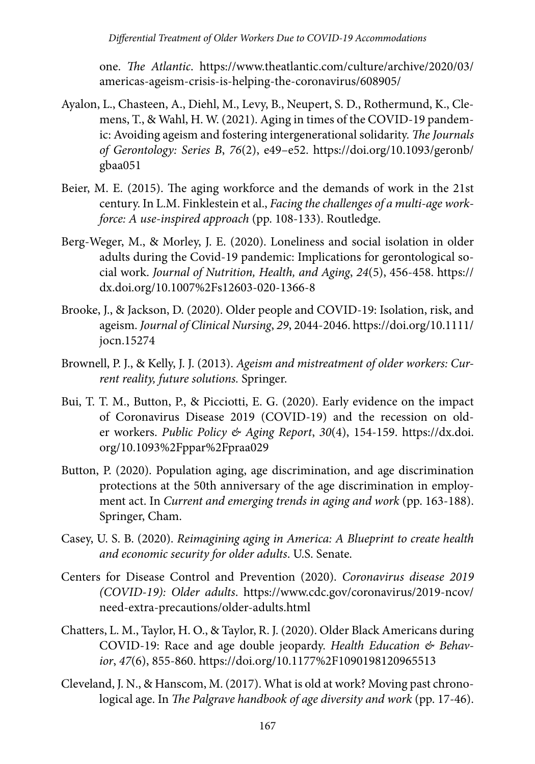one. *The Atlantic*. https://www.theatlantic.com/culture/archive/2020/03/americas-ageism-crisis-is-helping-the-coronavirus/608905/

Ayalon, L., Chasteen, A., Diehl, M., Levy, B., Neupert, S. D., Rothermund, K., Clemens, T., & Wahl, H. W. (2021). Aging in times of the COVID-19 pandemic: Avoiding ageism and fostering intergenerational solidarity. *The Journals of Gerontology: Series B*, *76*(2), e49–e52. https://doi.org/10.1093/geronb/gbaa051

Beier, M. E. (2015). The aging workforce and the demands of work in the 21st century. In L.M. Finklestein et al., *Facing the challenges of a multi-age workforce: A use-inspired approach* (pp. 108-133). Routledge.

Berg-Weger, M., & Morley, J. E. (2020). Loneliness and social isolation in older adults during the Covid-19 pandemic: Implications for gerontological social work. *Journal of Nutrition, Health, and Aging*, *24*(5), 456-458. https://dx.doi.org/10.1007%2Fs12603-020-1366-8

Brooke, J., & Jackson, D. (2020). Older people and COVID-19: Isolation, risk, and ageism. *Journal of Clinical Nursing*, *29*, 2044-2046. https://doi.org/10.1111/jocn.15274

Brownell, P. J., & Kelly, J. J. (2013). *Ageism and mistreatment of older workers: Current reality, future solutions.* Springer.

Bui, T. T. M., Button, P., & Picciotti, E. G. (2020). Early evidence on the impact of Coronavirus Disease 2019 (COVID-19) and the recession on older workers. *Public Policy & Aging Report*, *30*(4), 154-159. https://dx.doi.org/10.1093%2Fppar%2Fpraa029

Button, P. (2020). Population aging, age discrimination, and age discrimination protections at the 50th anniversary of the age discrimination in employment act. In *Current and emerging trends in aging and work* (pp. 163-188). Springer, Cham.

Casey, U. S. B. (2020). *Reimagining aging in America: A Blueprint to create health and economic security for older adults*. U.S. Senate.

Centers for Disease Control and Prevention (2020). *Coronavirus disease 2019 (COVID-19): Older adults*. https://www.cdc.gov/coronavirus/2019-ncov/need-extra-precautions/older-adults.html

Chatters, L. M., Taylor, H. O., & Taylor, R. J. (2020). Older Black Americans during COVID-19: Race and age double jeopardy. *Health Education & Behavior*, *47*(6), 855-860. https://doi.org/10.1177%2F1090198120965513

Cleveland, J. N., & Hanscom, M. (2017). What is old at work? Moving past chronological age. In *The Palgrave handbook of age diversity and work* (pp. 17-46).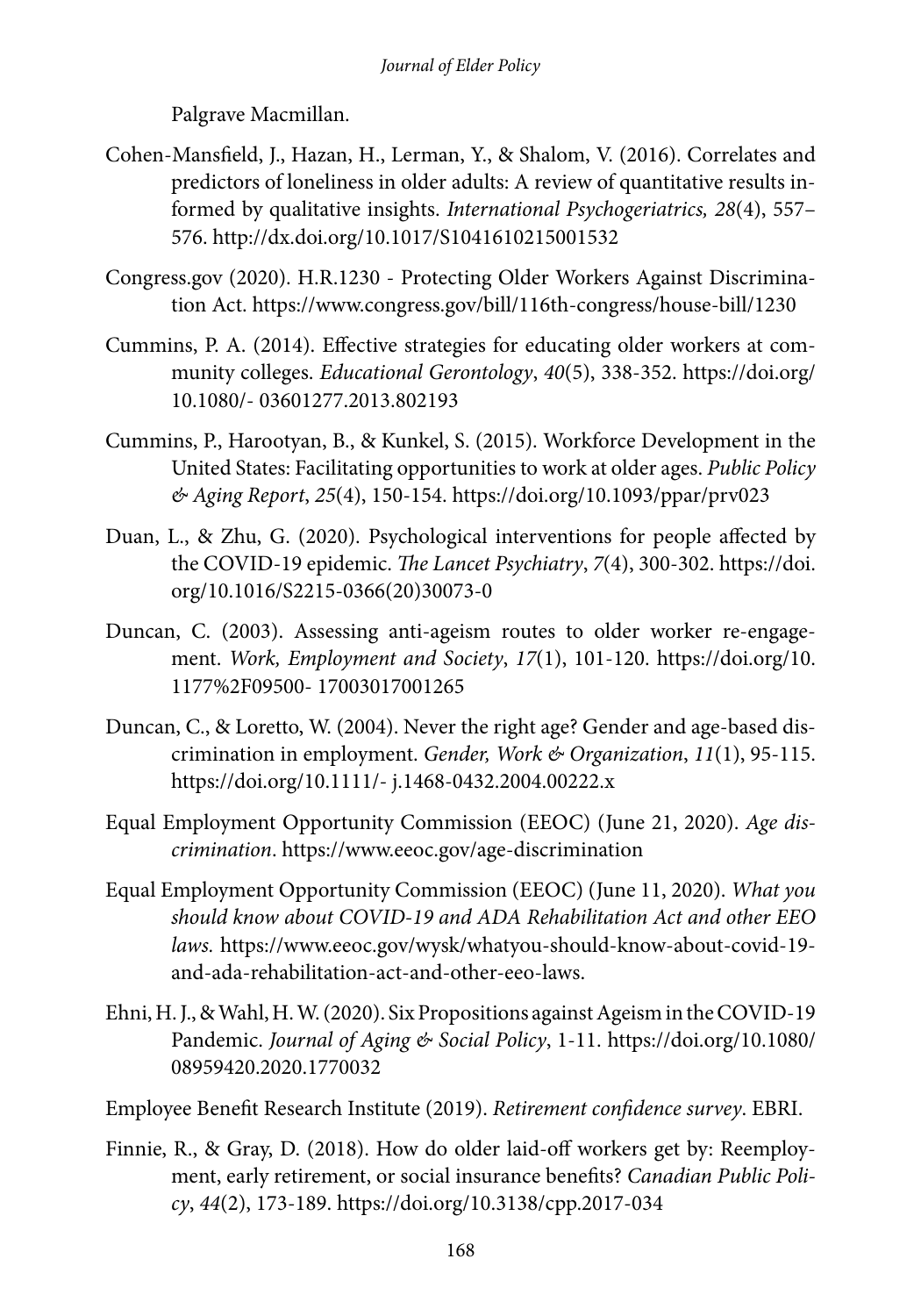Palgrave Macmillan.

Cohen-Mansfield, J., Hazan, H., Lerman, Y., & Shalom, V. (2016). Correlates and predictors of loneliness in older adults: A review of quantitative results informed by qualitative insights. *International Psychogeriatrics, 28*(4), 557–576. http://dx.doi.org/10.1017/S1041610215001532

Congress.gov (2020). H.R.1230 - Protecting Older Workers Against Discrimination Act. https://www.congress.gov/bill/116th-congress/house-bill/1230

Cummins, P. A. (2014). Effective strategies for educating older workers at community colleges. *Educational Gerontology*, *40*(5), 338-352. https://doi.org/10.1080/- 03601277.2013.802193

Cummins, P., Harootyan, B., & Kunkel, S. (2015). Workforce Development in the United States: Facilitating opportunities to work at older ages. *Public Policy & Aging Report*, *25*(4), 150-154. https://doi.org/10.1093/ppar/prv023

Duan, L., & Zhu, G. (2020). Psychological interventions for people affected by the COVID-19 epidemic. *The Lancet Psychiatry*, *7*(4), 300-302. https://doi.org/10.1016/S2215-0366(20)30073-0

Duncan, C. (2003). Assessing anti-ageism routes to older worker re-engagement. *Work, Employment and Society*, *17*(1), 101-120. https://doi.org/10.1177%2F09500- 17003017001265

Duncan, C., & Loretto, W. (2004). Never the right age? Gender and age-based discrimination in employment. *Gender, Work & Organization*, *11*(1), 95-115. https://doi.org/10.1111/- j.1468-0432.2004.00222.x

Equal Employment Opportunity Commission (EEOC) (June 21, 2020). *Age discrimination*. https://www.eeoc.gov/age-discrimination

Equal Employment Opportunity Commission (EEOC) (June 11, 2020). *What you should know about COVID-19 and ADA Rehabilitation Act and other EEO laws.* https://www.eeoc.gov/wysk/whatyou-should-know-about-covid-19-and-ada-rehabilitation-act-and-other-eeo-laws.

Ehni, H. J., & Wahl, H. W. (2020). Six Propositions against Ageism in the COVID-19 Pandemic. *Journal of Aging & Social Policy*, 1-11. https://doi.org/10.1080/08959420.2020.1770032

Employee Benefit Research Institute (2019). *Retirement confidence survey*. EBRI.

Finnie, R., & Gray, D. (2018). How do older laid-off workers get by: Reemployment, early retirement, or social insurance benefits? *Canadian Public Policy*, *44*(2), 173-189. https://doi.org/10.3138/cpp.2017-034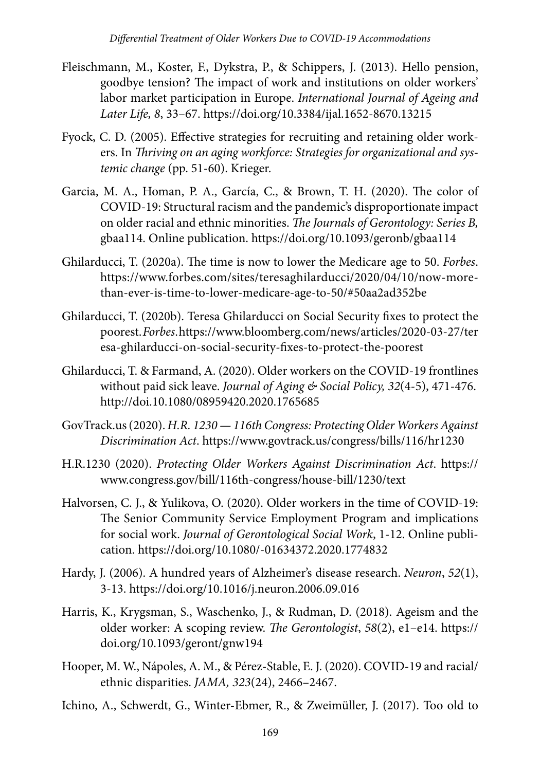Fleischmann, M., Koster, F., Dykstra, P., & Schippers, J. (2013). Hello pension, goodbye tension? The impact of work and institutions on older workers' labor market participation in Europe. *International Journal of Ageing and Later Life, 8*, 33–67. https://doi.org/10.3384/ijal.1652-8670.13215

Fyock, C. D. (2005). Effective strategies for recruiting and retaining older workers. In *Thriving on an aging workforce: Strategies for organizational and systemic change* (pp. 51-60). Krieger.

Garcia, M. A., Homan, P. A., García, C., & Brown, T. H. (2020). The color of COVID-19: Structural racism and the pandemic's disproportionate impact on older racial and ethnic minorities. *The Journals of Gerontology: Series B,* gbaa114. Online publication. https://doi.org/10.1093/geronb/gbaa114

Ghilarducci, T. (2020a). The time is now to lower the Medicare age to 50. *Forbes*. https://www.forbes.com/sites/teresaghilarducci/2020/04/10/now-more-than-ever-is-time-to-lower-medicare-age-to-50/#50aa2ad352be

Ghilarducci, T. (2020b). Teresa Ghilarducci on Social Security fixes to protect the poorest. *Forbes*. https://www.bloomberg.com/news/articles/2020-03-27/teresa-ghilarducci-on-social-security-fixes-to-protect-the-poorest

Ghilarducci, T. & Farmand, A. (2020). Older workers on the COVID-19 frontlines without paid sick leave. *Journal of Aging & Social Policy, 32*(4-5), 471-476. http://doi.10.1080/08959420.2020.1765685

GovTrack.us (2020). *H.R. 1230 — 116th Congress: Protecting Older Workers Against Discrimination Act*. https://www.govtrack.us/congress/bills/116/hr1230

H.R.1230 (2020). *Protecting Older Workers Against Discrimination Act*. https://www.congress.gov/bill/116th-congress/house-bill/1230/text

Halvorsen, C. J., & Yulikova, O. (2020). Older workers in the time of COVID-19: The Senior Community Service Employment Program and implications for social work. *Journal of Gerontological Social Work*, 1-12. Online publication. https://doi.org/10.1080/-01634372.2020.1774832

Hardy, J. (2006). A hundred years of Alzheimer's disease research. *Neuron*, *52*(1), 3-13. https://doi.org/10.1016/j.neuron.2006.09.016

Harris, K., Krygsman, S., Waschenko, J., & Rudman, D. (2018). Ageism and the older worker: A scoping review. *The Gerontologist*, *58*(2), e1–e14. https://doi.org/10.1093/geront/gnw194

Hooper, M. W., Nápoles, A. M., & Pérez-Stable, E. J. (2020). COVID-19 and racial/ethnic disparities. *JAMA, 323*(24), 2466–2467.

Ichino, A., Schwerdt, G., Winter-Ebmer, R., & Zweimüller, J. (2017). Too old to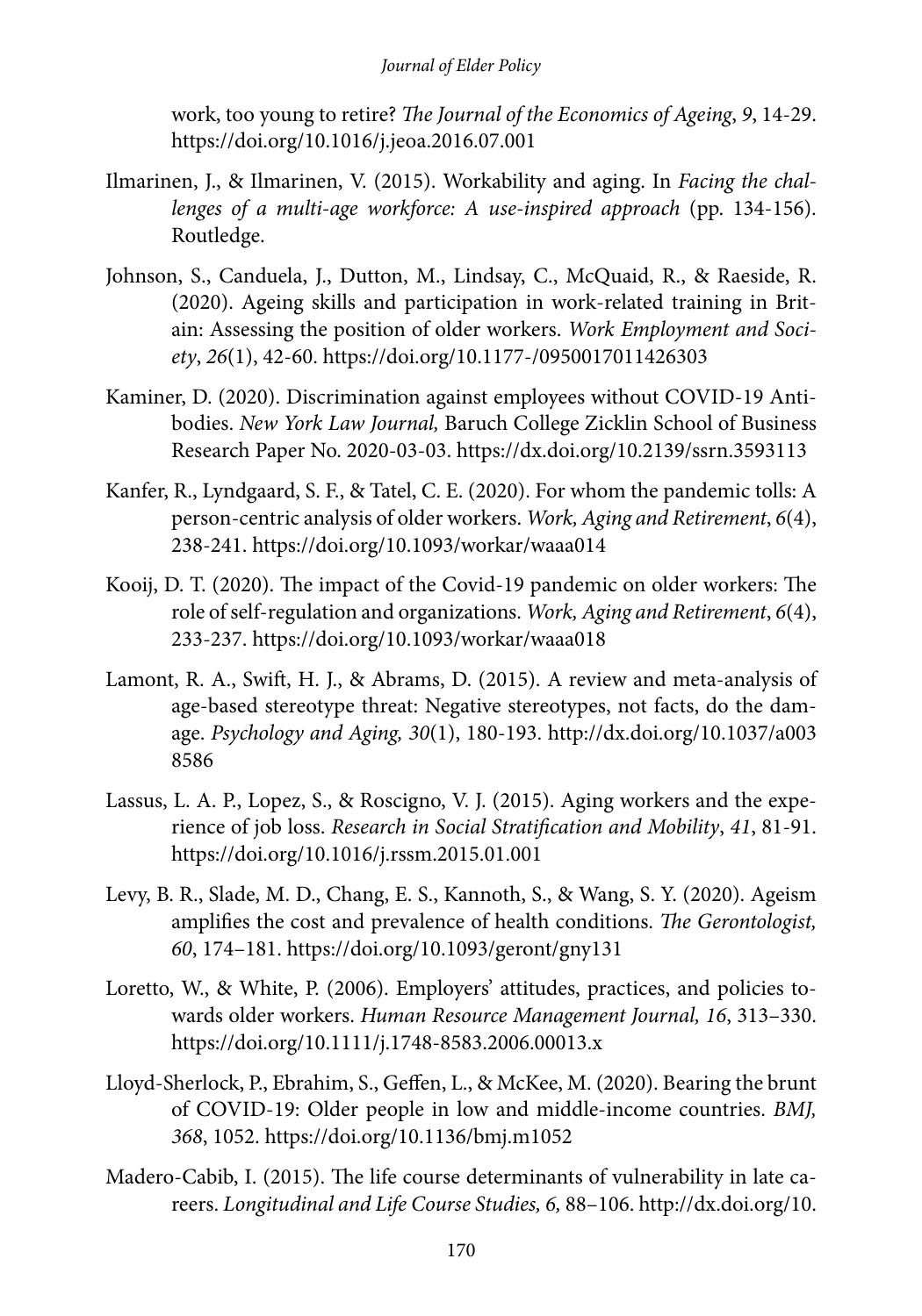work, too young to retire? *The Journal of the Economics of Ageing*, *9*, 14-29. https://doi.org/10.1016/j.jeoa.2016.07.001

Ilmarinen, J., & Ilmarinen, V. (2015). Workability and aging. In *Facing the challenges of a multi-age workforce: A use-inspired approach* (pp. 134-156). Routledge.

Johnson, S., Canduela, J., Dutton, M., Lindsay, C., McQuaid, R., & Raeside, R. (2020). Ageing skills and participation in work-related training in Britain: Assessing the position of older workers. *Work Employment and Society*, *26*(1), 42-60. https://doi.org/10.1177-/0950017011426303

Kaminer, D. (2020). Discrimination against employees without COVID-19 Antibodies. *New York Law Journal,* Baruch College Zicklin School of Business Research Paper No. 2020-03-03. https://dx.doi.org/10.2139/ssrn.3593113

Kanfer, R., Lyndgaard, S. F., & Tatel, C. E. (2020). For whom the pandemic tolls: A person-centric analysis of older workers. *Work, Aging and Retirement*, *6*(4), 238-241. https://doi.org/10.1093/workar/waaa014

Kooij, D. T. (2020). The impact of the Covid-19 pandemic on older workers: The role of self-regulation and organizations. *Work, Aging and Retirement*, *6*(4), 233-237. https://doi.org/10.1093/workar/waaa018

Lamont, R. A., Swift, H. J., & Abrams, D. (2015). A review and meta-analysis of age-based stereotype threat: Negative stereotypes, not facts, do the damage. *Psychology and Aging, 30*(1), 180-193. http://dx.doi.org/10.1037/a0038586

Lassus, L. A. P., Lopez, S., & Roscigno, V. J. (2015). Aging workers and the experience of job loss. *Research in Social Stratification and Mobility*, *41*, 81-91. https://doi.org/10.1016/j.rssm.2015.01.001

Levy, B. R., Slade, M. D., Chang, E. S., Kannoth, S., & Wang, S. Y. (2020). Ageism amplifies the cost and prevalence of health conditions. *The Gerontologist, 60*, 174–181. https://doi.org/10.1093/geront/gny131

Loretto, W., & White, P. (2006). Employers' attitudes, practices, and policies towards older workers. *Human Resource Management Journal, 16*, 313–330. https://doi.org/10.1111/j.1748-8583.2006.00013.x

Lloyd-Sherlock, P., Ebrahim, S., Geffen, L., & McKee, M. (2020). Bearing the brunt of COVID-19: Older people in low and middle-income countries. *BMJ, 368*, 1052. https://doi.org/10.1136/bmj.m1052

Madero-Cabib, I. (2015). The life course determinants of vulnerability in late careers. *Longitudinal and Life Course Studies, 6,* 88–106. http://dx.doi.org/10.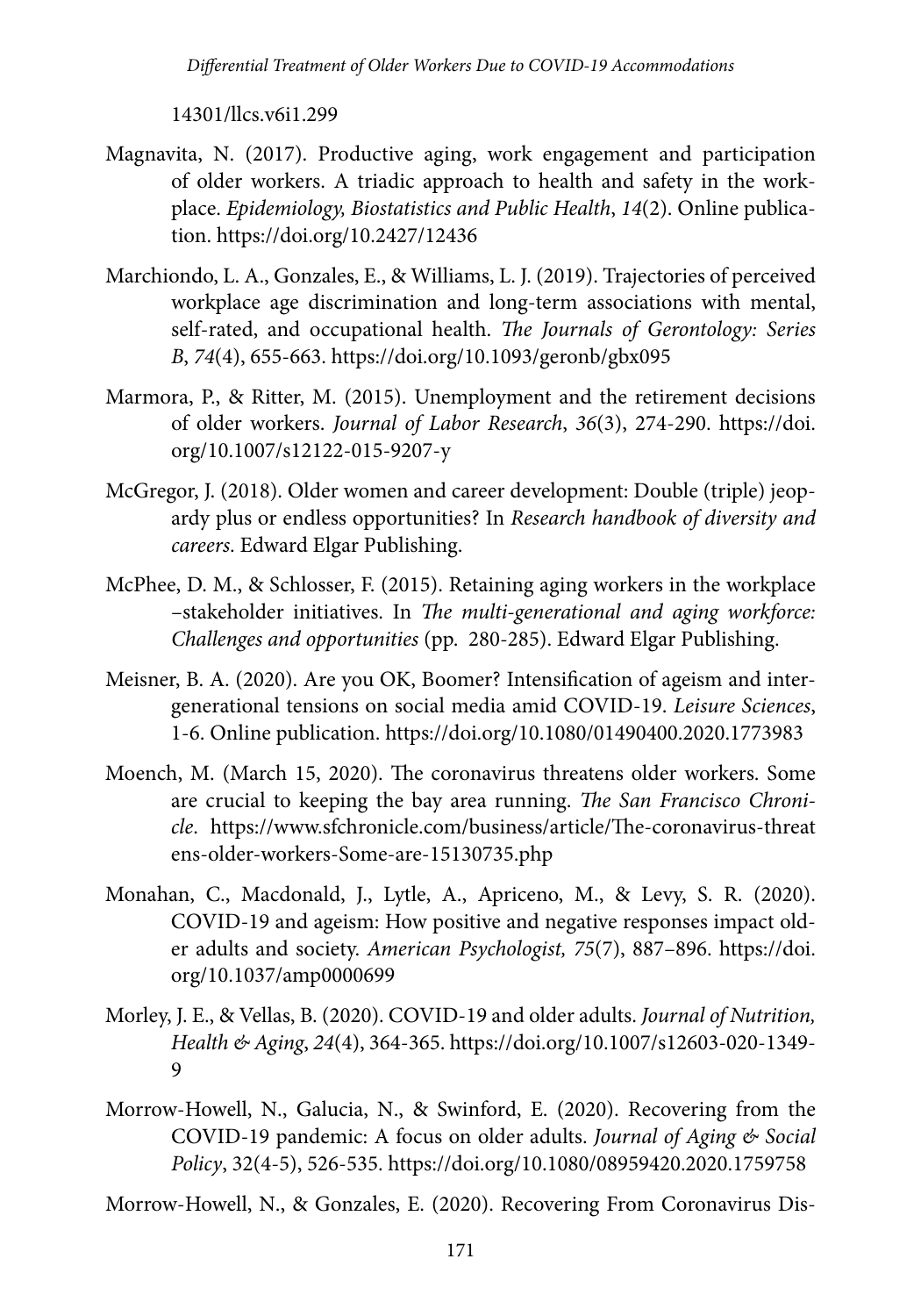14301/llcs.v6i1.299

Magnavita, N. (2017). Productive aging, work engagement and participation of older workers. A triadic approach to health and safety in the workplace. *Epidemiology, Biostatistics and Public Health*, *14*(2). Online publication. https://doi.org/10.2427/12436

Marchiondo, L. A., Gonzales, E., & Williams, L. J. (2019). Trajectories of perceived workplace age discrimination and long-term associations with mental, self-rated, and occupational health. *The Journals of Gerontology: Series B*, *74*(4), 655-663. https://doi.org/10.1093/geronb/gbx095

Marmora, P., & Ritter, M. (2015). Unemployment and the retirement decisions of older workers. *Journal of Labor Research*, *36*(3), 274-290. https://doi.org/10.1007/s12122-015-9207-y

McGregor, J. (2018). Older women and career development: Double (triple) jeopardy plus or endless opportunities? In *Research handbook of diversity and careers*. Edward Elgar Publishing.

McPhee, D. M., & Schlosser, F. (2015). Retaining aging workers in the workplace –stakeholder initiatives. In *The multi-generational and aging workforce: Challenges and opportunities* (pp. 280-285). Edward Elgar Publishing.

Meisner, B. A. (2020). Are you OK, Boomer? Intensification of ageism and intergenerational tensions on social media amid COVID-19. *Leisure Sciences*, 1-6. Online publication. https://doi.org/10.1080/01490400.2020.1773983

Moench, M. (March 15, 2020). The coronavirus threatens older workers. Some are crucial to keeping the bay area running. *The San Francisco Chronicle*. https://www.sfchronicle.com/business/article/The-coronavirus-threatens-older-workers-Some-are-15130735.php

Monahan, C., Macdonald, J., Lytle, A., Apriceno, M., & Levy, S. R. (2020). COVID-19 and ageism: How positive and negative responses impact older adults and society. *American Psychologist, 75*(7), 887–896. https://doi.org/10.1037/amp0000699

Morley, J. E., & Vellas, B. (2020). COVID-19 and older adults. *Journal of Nutrition, Health & Aging*, *24*(4), 364-365. https://doi.org/10.1007/s12603-020-1349-9

Morrow-Howell, N., Galucia, N., & Swinford, E. (2020). Recovering from the COVID-19 pandemic: A focus on older adults. *Journal of Aging & Social Policy*, 32(4-5), 526-535. https://doi.org/10.1080/08959420.2020.1759758

Morrow-Howell, N., & Gonzales, E. (2020). Recovering From Coronavirus Dis-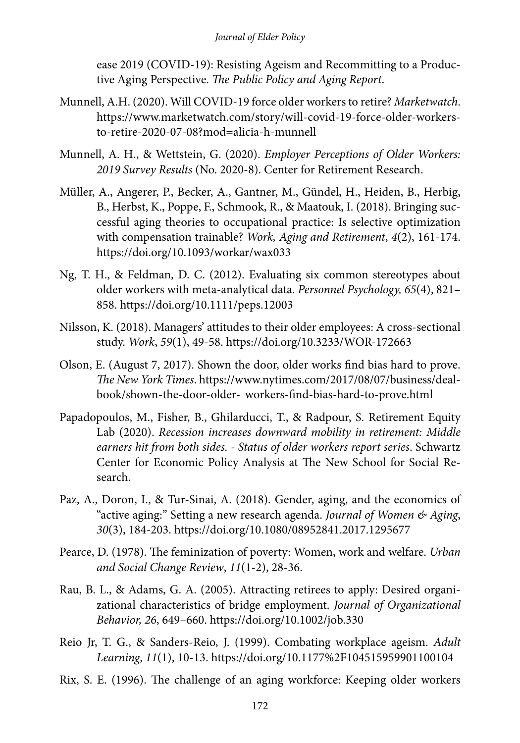ease 2019 (COVID-19): Resisting Ageism and Recommitting to a Productive Aging Perspective. *The Public Policy and Aging Report*.

Munnell, A.H. (2020). Will COVID-19 force older workers to retire? *Marketwatch*. https://www.marketwatch.com/story/will-covid-19-force-older-workers-to-retire-2020-07-08?mod=alicia-h-munnell

Munnell, A. H., & Wettstein, G. (2020). *Employer Perceptions of Older Workers: 2019 Survey Results* (No. 2020-8). Center for Retirement Research.

Müller, A., Angerer, P., Becker, A., Gantner, M., Gündel, H., Heiden, B., Herbig, B., Herbst, K., Poppe, F., Schmook, R., & Maatouk, I. (2018). Bringing successful aging theories to occupational practice: Is selective optimization with compensation trainable? *Work, Aging and Retirement*, *4*(2), 161-174. https://doi.org/10.1093/workar/wax033

Ng, T. H., & Feldman, D. C. (2012). Evaluating six common stereotypes about older workers with meta-analytical data. *Personnel Psychology, 65*(4), 821–858. https://doi.org/10.1111/peps.12003

Nilsson, K. (2018). Managers' attitudes to their older employees: A cross-sectional study. *Work*, *59*(1), 49-58. https://doi.org/10.3233/WOR-172663

Olson, E. (August 7, 2017). Shown the door, older works find bias hard to prove. *The New York Times*. https://www.nytimes.com/2017/08/07/business/dealbook/shown-the-door-older- workers-find-bias-hard-to-prove.html

Papadopoulos, M., Fisher, B., Ghilarducci, T., & Radpour, S. Retirement Equity Lab (2020). *Recession increases downward mobility in retirement: Middle earners hit from both sides. - Status of older workers report series*. Schwartz Center for Economic Policy Analysis at The New School for Social Research.

Paz, A., Doron, I., & Tur-Sinai, A. (2018). Gender, aging, and the economics of "active aging:" Setting a new research agenda. *Journal of Women & Aging*, *30*(3), 184-203. https://doi.org/10.1080/08952841.2017.1295677

Pearce, D. (1978). The feminization of poverty: Women, work and welfare. *Urban and Social Change Review*, *11*(1-2), 28-36.

Rau, B. L., & Adams, G. A. (2005). Attracting retirees to apply: Desired organizational characteristics of bridge employment. *Journal of Organizational Behavior, 26*, 649–660. https://doi.org/10.1002/job.330

Reio Jr, T. G., & Sanders-Reio, J. (1999). Combating workplace ageism. *Adult Learning*, *11*(1), 10-13. https://doi.org/10.1177%2F104515959901100104

Rix, S. E. (1996). The challenge of an aging workforce: Keeping older workers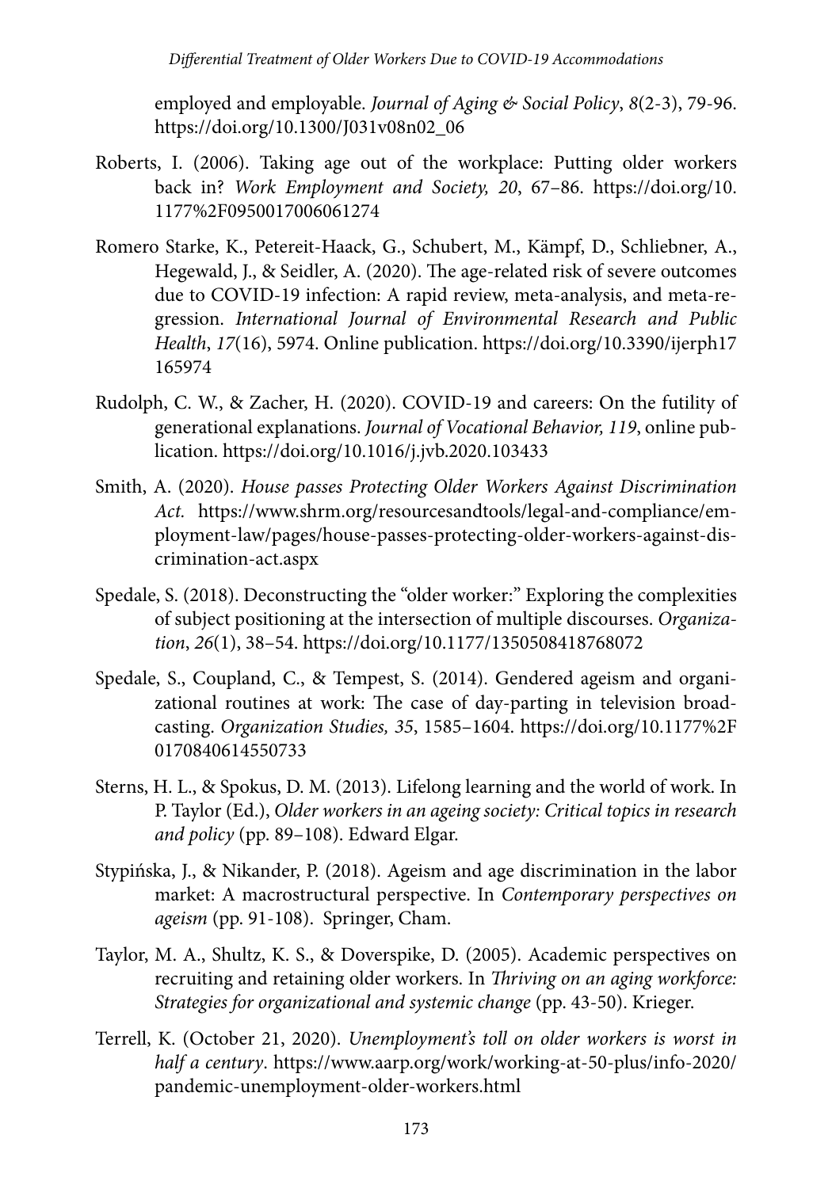employed and employable. *Journal of Aging & Social Policy*, *8*(2-3), 79-96. https://doi.org/10.1300/J031v08n02_06

Roberts, I. (2006). Taking age out of the workplace: Putting older workers back in? *Work Employment and Society, 20*, 67–86. https://doi.org/10.1177%2F0950017006061274

Romero Starke, K., Petereit-Haack, G., Schubert, M., Kämpf, D., Schliebner, A., Hegewald, J., & Seidler, A. (2020). The age-related risk of severe outcomes due to COVID-19 infection: A rapid review, meta-analysis, and meta-regression. *International Journal of Environmental Research and Public Health*, *17*(16), 5974. Online publication. https://doi.org/10.3390/ijerph17165974

Rudolph, C. W., & Zacher, H. (2020). COVID-19 and careers: On the futility of generational explanations. *Journal of Vocational Behavior, 119*, online publication. https://doi.org/10.1016/j.jvb.2020.103433

Smith, A. (2020). *House passes Protecting Older Workers Against Discrimination Act.* https://www.shrm.org/resourcesandtools/legal-and-compliance/employment-law/pages/house-passes-protecting-older-workers-against-discrimination-act.aspx

Spedale, S. (2018). Deconstructing the "older worker:" Exploring the complexities of subject positioning at the intersection of multiple discourses. *Organization*, *26*(1), 38–54. https://doi.org/10.1177/1350508418768072

Spedale, S., Coupland, C., & Tempest, S. (2014). Gendered ageism and organizational routines at work: The case of day-parting in television broadcasting. *Organization Studies, 35*, 1585–1604. https://doi.org/10.1177%2F0170840614550733

Sterns, H. L., & Spokus, D. M. (2013). Lifelong learning and the world of work. In P. Taylor (Ed.), *Older workers in an ageing society: Critical topics in research and policy* (pp. 89–108). Edward Elgar.

Stypińska, J., & Nikander, P. (2018). Ageism and age discrimination in the labor market: A macrostructural perspective. In *Contemporary perspectives on ageism* (pp. 91-108). Springer, Cham.

Taylor, M. A., Shultz, K. S., & Doverspike, D. (2005). Academic perspectives on recruiting and retaining older workers. In *Thriving on an aging workforce: Strategies for organizational and systemic change* (pp. 43-50). Krieger.

Terrell, K. (October 21, 2020). *Unemployment's toll on older workers is worst in half a century*. https://www.aarp.org/work/working-at-50-plus/info-2020/pandemic-unemployment-older-workers.html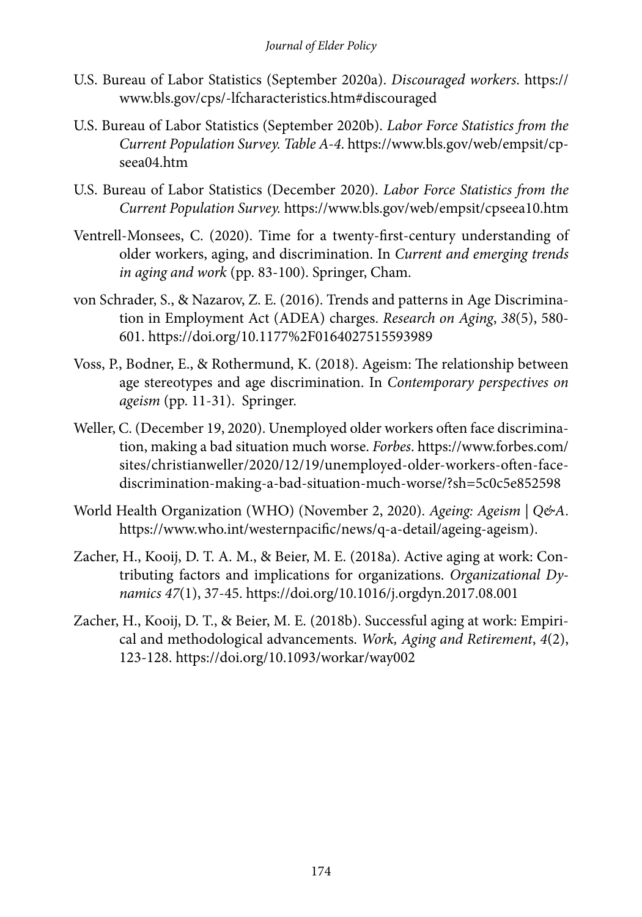U.S. Bureau of Labor Statistics (September 2020a). *Discouraged workers*. https://www.bls.gov/cps/-lfcharacteristics.htm#discouraged

U.S. Bureau of Labor Statistics (September 2020b). *Labor Force Statistics from the Current Population Survey. Table A-4*. https://www.bls.gov/web/empsit/cpseea04.htm

U.S. Bureau of Labor Statistics (December 2020). *Labor Force Statistics from the Current Population Survey.* https://www.bls.gov/web/empsit/cpseea10.htm

Ventrell-Monsees, C. (2020). Time for a twenty-first-century understanding of older workers, aging, and discrimination. In *Current and emerging trends in aging and work* (pp. 83-100). Springer, Cham.

von Schrader, S., & Nazarov, Z. E. (2016). Trends and patterns in Age Discrimination in Employment Act (ADEA) charges. *Research on Aging*, *38*(5), 580-601. https://doi.org/10.1177%2F0164027515593989

Voss, P., Bodner, E., & Rothermund, K. (2018). Ageism: The relationship between age stereotypes and age discrimination. In *Contemporary perspectives on ageism* (pp. 11-31). Springer.

Weller, C. (December 19, 2020). Unemployed older workers often face discrimination, making a bad situation much worse. *Forbes*. https://www.forbes.com/sites/christianweller/2020/12/19/unemployed-older-workers-often-face-discrimination-making-a-bad-situation-much-worse/?sh=5c0c5e852598

World Health Organization (WHO) (November 2, 2020). *Ageing: Ageism | Q&A*. https://www.who.int/westernpacific/news/q-a-detail/ageing-ageism).

Zacher, H., Kooij, D. T. A. M., & Beier, M. E. (2018a). Active aging at work: Contributing factors and implications for organizations. *Organizational Dynamics 47*(1), 37-45. https://doi.org/10.1016/j.orgdyn.2017.08.001

Zacher, H., Kooij, D. T., & Beier, M. E. (2018b). Successful aging at work: Empirical and methodological advancements. *Work, Aging and Retirement*, *4*(2), 123-128. https://doi.org/10.1093/workar/way002